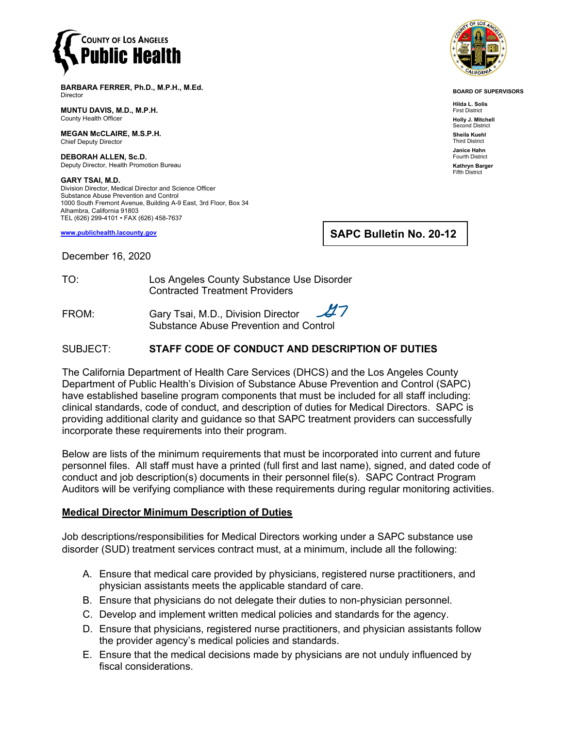COUNTY OF LOS ANGELES
**Public Health**

**BARBARA FERRER, Ph.D., M.P.H., M.Ed.**
Director

**MUNTU DAVIS, M.D., M.P.H.**
County Health Officer

**MEGAN McCLAIRE, M.S.P.H.**
Chief Deputy Director

**DEBORAH ALLEN, Sc.D.**
Deputy Director, Health Promotion Bureau

**GARY TSAI, M.D.**
Division Director, Medical Director and Science Officer
Substance Abuse Prevention and Control
1000 South Fremont Avenue, Building A-9 East, 3rd Floor, Box 34
Alhambra, California 91803
TEL (626) 299-4101 • FAX (626) 458-7637

www.publichealth.lacounty.gov

**BOARD OF SUPERVISORS**

**Hilda L. Solis**
First District

**Holly J. Mitchell**
Second District

**Sheila Kuehl**
Third District

**Janice Hahn**
Fourth District

**Kathryn Barger**
Fifth District

**SAPC Bulletin No. 20-12**

December 16, 2020

TO: Los Angeles County Substance Use Disorder Contracted Treatment Providers

FROM: Gary Tsai, M.D., Division Director
Substance Abuse Prevention and Control

SUBJECT: **STAFF CODE OF CONDUCT AND DESCRIPTION OF DUTIES**

The California Department of Health Care Services (DHCS) and the Los Angeles County Department of Public Health's Division of Substance Abuse Prevention and Control (SAPC) have established baseline program components that must be included for all staff including: clinical standards, code of conduct, and description of duties for Medical Directors. SAPC is providing additional clarity and guidance so that SAPC treatment providers can successfully incorporate these requirements into their program.

Below are lists of the minimum requirements that must be incorporated into current and future personnel files. All staff must have a printed (full first and last name), signed, and dated code of conduct and job description(s) documents in their personnel file(s). SAPC Contract Program Auditors will be verifying compliance with these requirements during regular monitoring activities.

## Medical Director Minimum Description of Duties

Job descriptions/responsibilities for Medical Directors working under a SAPC substance use disorder (SUD) treatment services contract must, at a minimum, include all the following:

A. Ensure that medical care provided by physicians, registered nurse practitioners, and physician assistants meets the applicable standard of care.
B. Ensure that physicians do not delegate their duties to non-physician personnel.
C. Develop and implement written medical policies and standards for the agency.
D. Ensure that physicians, registered nurse practitioners, and physician assistants follow the provider agency's medical policies and standards.
E. Ensure that the medical decisions made by physicians are not unduly influenced by fiscal considerations.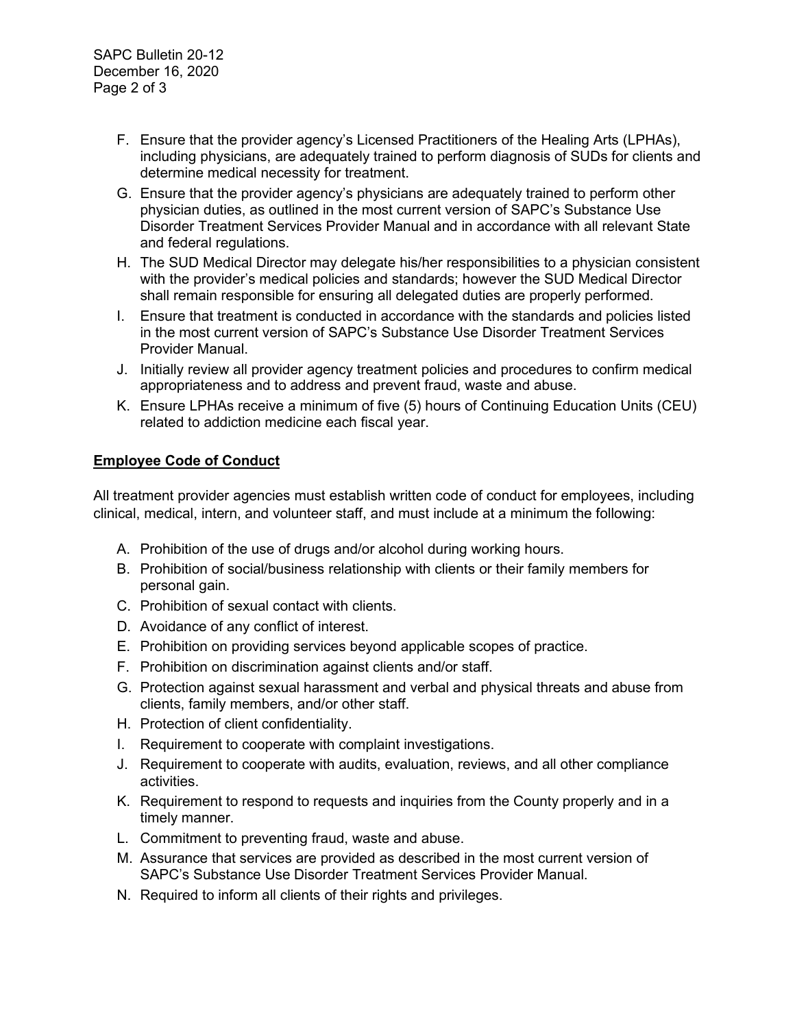F. Ensure that the provider agency's Licensed Practitioners of the Healing Arts (LPHAs), including physicians, are adequately trained to perform diagnosis of SUDs for clients and determine medical necessity for treatment.

G. Ensure that the provider agency's physicians are adequately trained to perform other physician duties, as outlined in the most current version of SAPC's Substance Use Disorder Treatment Services Provider Manual and in accordance with all relevant State and federal regulations.

H. The SUD Medical Director may delegate his/her responsibilities to a physician consistent with the provider's medical policies and standards; however the SUD Medical Director shall remain responsible for ensuring all delegated duties are properly performed.

I. Ensure that treatment is conducted in accordance with the standards and policies listed in the most current version of SAPC's Substance Use Disorder Treatment Services Provider Manual.

J. Initially review all provider agency treatment policies and procedures to confirm medical appropriateness and to address and prevent fraud, waste and abuse.

K. Ensure LPHAs receive a minimum of five (5) hours of Continuing Education Units (CEU) related to addiction medicine each fiscal year.

**Employee Code of Conduct**

All treatment provider agencies must establish written code of conduct for employees, including clinical, medical, intern, and volunteer staff, and must include at a minimum the following:

A. Prohibition of the use of drugs and/or alcohol during working hours.

B. Prohibition of social/business relationship with clients or their family members for personal gain.

C. Prohibition of sexual contact with clients.

D. Avoidance of any conflict of interest.

E. Prohibition on providing services beyond applicable scopes of practice.

F. Prohibition on discrimination against clients and/or staff.

G. Protection against sexual harassment and verbal and physical threats and abuse from clients, family members, and/or other staff.

H. Protection of client confidentiality.

I. Requirement to cooperate with complaint investigations.

J. Requirement to cooperate with audits, evaluation, reviews, and all other compliance activities.

K. Requirement to respond to requests and inquiries from the County properly and in a timely manner.

L. Commitment to preventing fraud, waste and abuse.

M. Assurance that services are provided as described in the most current version of SAPC's Substance Use Disorder Treatment Services Provider Manual.

N. Required to inform all clients of their rights and privileges.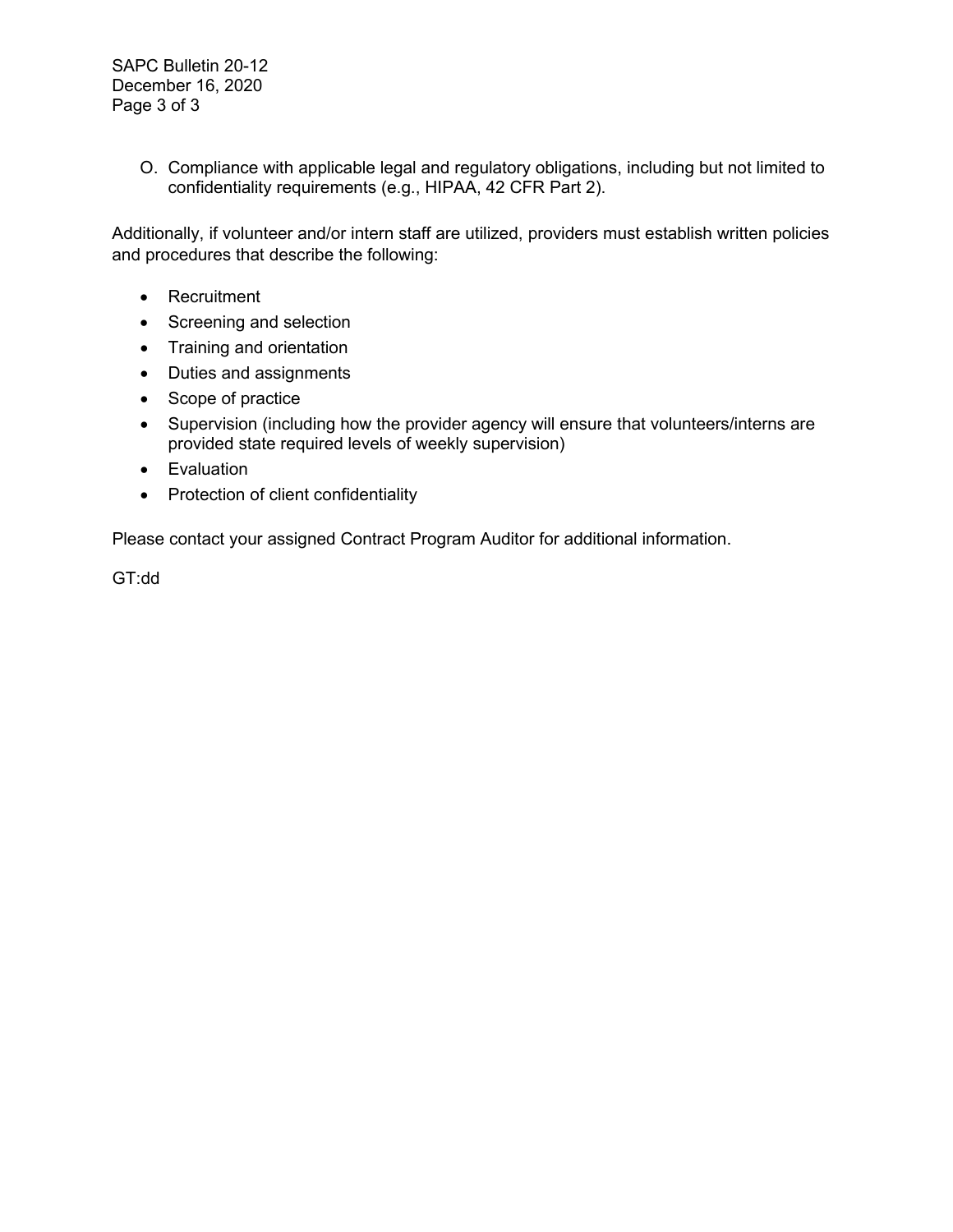O. Compliance with applicable legal and regulatory obligations, including but not limited to confidentiality requirements (e.g., HIPAA, 42 CFR Part 2).

Additionally, if volunteer and/or intern staff are utilized, providers must establish written policies and procedures that describe the following:

- Recruitment
- Screening and selection
- Training and orientation
- Duties and assignments
- Scope of practice
- Supervision (including how the provider agency will ensure that volunteers/interns are provided state required levels of weekly supervision)
- Evaluation
- Protection of client confidentiality

Please contact your assigned Contract Program Auditor for additional information.

GT:dd